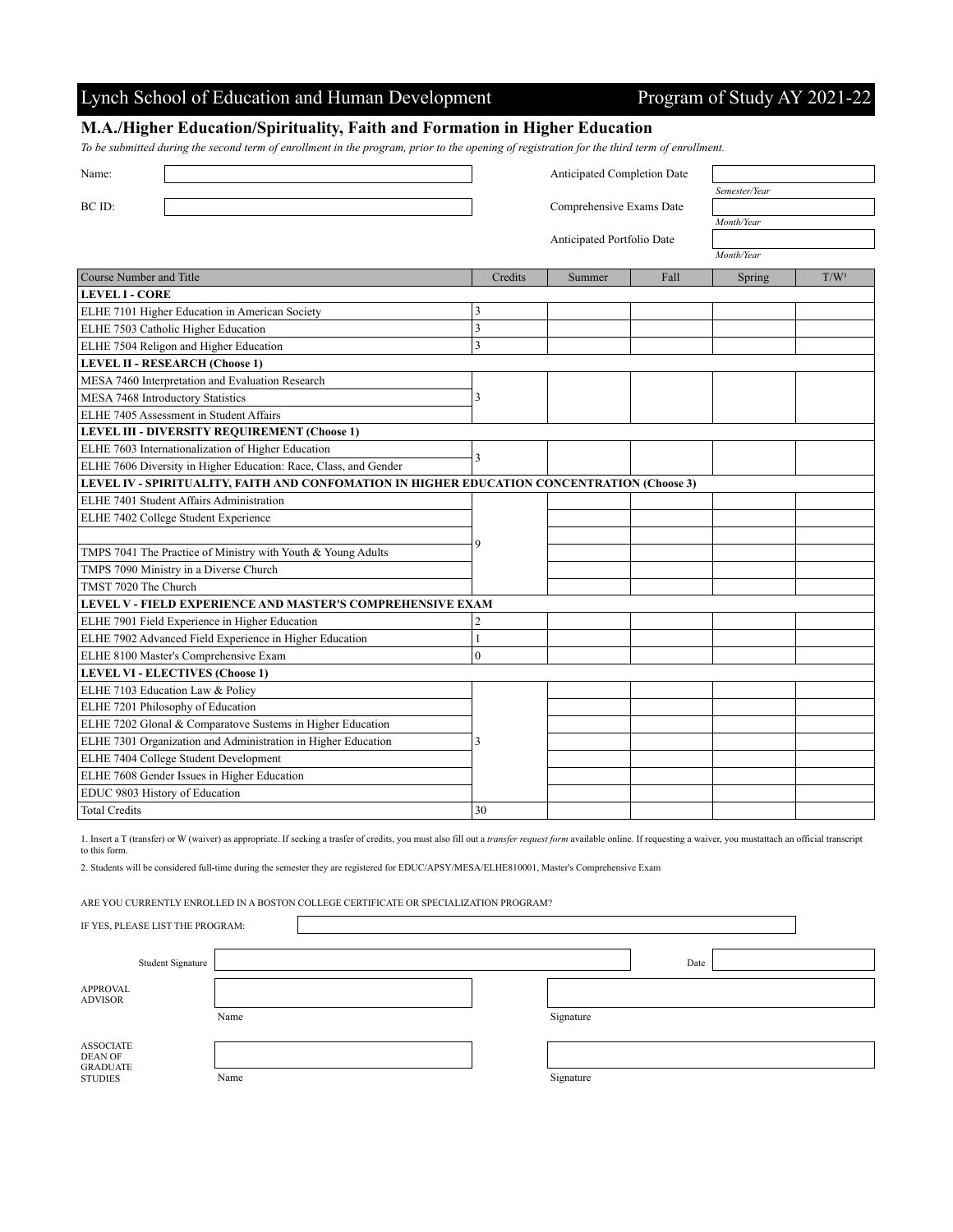# Lynch School of Education and Human Development — Program of Study AY 2021-22

## M.A./Higher Education/Spirituality, Faith and Formation in Higher Education

*To be submitted during the second term of enrollment in the program, prior to the opening of registration for the third term of enrollment.*

| | | | |
|---|---|---|---|
| Name: | | Anticipated Completion Date | *Semester/Year* |
| BC ID: | | Comprehensive Exams Date | *Month/Year* |
| | | Anticipated Portfolio Date | *Month/Year* |

| Course Number and Title | Credits | Summer | Fall | Spring | T/W[1] |
|---|---|---|---|---|---|
| **LEVEL I - CORE** | | | | | |
| ELHE 7101 Higher Education in American Society | 3 | | | | |
| ELHE 7503 Catholic Higher Education | 3 | | | | |
| ELHE 7504 Religon and Higher Education | 3 | | | | |
| **LEVEL II - RESEARCH (Choose 1)** | | | | | |
| MESA 7460 Interpretation and Evaluation Research | 3 | | | | |
| MESA 7468 Introductory Statistics | | | | | |
| ELHE 7405 Assessment in Student Affairs | | | | | |
| **LEVEL III - DIVERSITY REQUIREMENT (Choose 1)** | | | | | |
| ELHE 7603 Internationalization of Higher Education | 3 | | | | |
| ELHE 7606 Diversity in Higher Education: Race, Class, and Gender | | | | | |
| **LEVEL IV - SPIRITUALITY, FAITH AND CONFOMATION IN HIGHER EDUCATION CONCENTRATION (Choose 3)** | | | | | |
| ELHE 7401 Student Affairs Administration | 9 | | | | |
| ELHE 7402 College Student Experience | | | | | |
| | | | | | |
| TMPS 7041 The Practice of Ministry with Youth & Young Adults | | | | | |
| TMPS 7090 Ministry in a Diverse Church | | | | | |
| TMST 7020 The Church | | | | | |
| **LEVEL V - FIELD EXPERIENCE AND MASTER'S COMPREHENSIVE EXAM** | | | | | |
| ELHE 7901 Field Experience in Higher Education | 2 | | | | |
| ELHE 7902 Advanced Field Experience in Higher Education | 1 | | | | |
| ELHE 8100 Master's Comprehensive Exam | 0 | | | | |
| **LEVEL VI - ELECTIVES (Choose 1)** | | | | | |
| ELHE 7103 Education Law & Policy | 3 | | | | |
| ELHE 7201 Philosophy of Education | | | | | |
| ELHE 7202 Glonal & Comparatove Sustems in Higher Education | | | | | |
| ELHE 7301 Organization and Administration in Higher Education | | | | | |
| ELHE 7404 College Student Development | | | | | |
| ELHE 7608 Gender Issues in Higher Education | | | | | |
| EDUC 9803 History of Education | | | | | |
| Total Credits | 30 | | | | |

1. Insert a T (transfer) or W (waiver) as appropriate. If seeking a trasfer of credits, you must also fill out a *transfer request form* available online. If requesting a waiver, you mustattach an official transcript to this form.

2. Students will be considered full-time during the semester they are registered for EDUC/APSY/MESA/ELHE810001, Master's Comprehensive Exam

ARE YOU CURRENTLY ENROLLED IN A BOSTON COLLEGE CERTIFICATE OR SPECIALIZATION PROGRAM?

IF YES, PLEASE LIST THE PROGRAM:

Student Signature ______________________ Date ______________

APPROVAL ADVISOR

Name ______________________ Signature ______________________

ASSOCIATE DEAN OF GRADUATE STUDIES

Name ______________________ Signature ______________________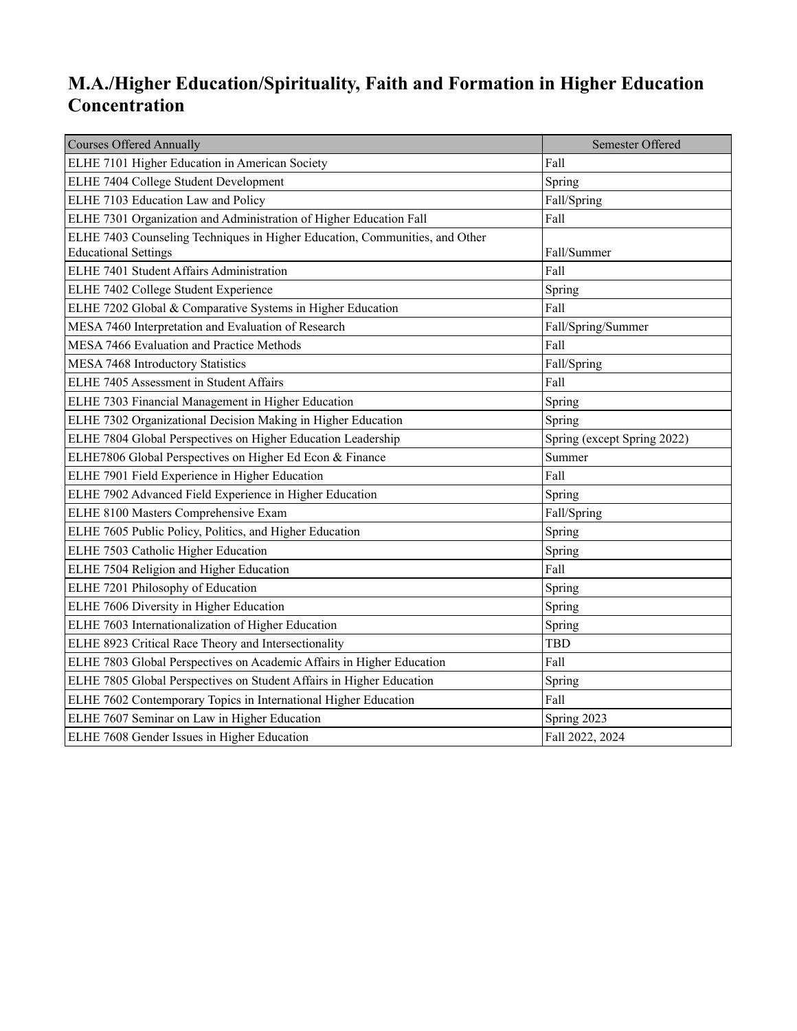# M.A./Higher Education/Spirituality, Faith and Formation in Higher Education Concentration

| Courses Offered Annually | Semester Offered |
|---|---|
| ELHE 7101 Higher Education in American Society | Fall |
| ELHE 7404 College Student Development | Spring |
| ELHE 7103 Education Law and Policy | Fall/Spring |
| ELHE 7301 Organization and Administration of Higher Education Fall | Fall |
| ELHE 7403 Counseling Techniques in Higher Education, Communities, and Other Educational Settings | Fall/Summer |
| ELHE 7401 Student Affairs Administration | Fall |
| ELHE 7402 College Student Experience | Spring |
| ELHE 7202 Global & Comparative Systems in Higher Education | Fall |
| MESA 7460 Interpretation and Evaluation of Research | Fall/Spring/Summer |
| MESA 7466 Evaluation and Practice Methods | Fall |
| MESA 7468 Introductory Statistics | Fall/Spring |
| ELHE 7405 Assessment in Student Affairs | Fall |
| ELHE 7303 Financial Management in Higher Education | Spring |
| ELHE 7302 Organizational Decision Making in Higher Education | Spring |
| ELHE 7804 Global Perspectives on Higher Education Leadership | Spring (except Spring 2022) |
| ELHE7806 Global Perspectives on Higher Ed Econ & Finance | Summer |
| ELHE 7901 Field Experience in Higher Education | Fall |
| ELHE 7902 Advanced Field Experience in Higher Education | Spring |
| ELHE 8100 Masters Comprehensive Exam | Fall/Spring |
| ELHE 7605 Public Policy, Politics, and Higher Education | Spring |
| ELHE 7503 Catholic Higher Education | Spring |
| ELHE 7504 Religion and Higher Education | Fall |
| ELHE 7201 Philosophy of Education | Spring |
| ELHE 7606 Diversity in Higher Education | Spring |
| ELHE 7603 Internationalization of Higher Education | Spring |
| ELHE 8923 Critical Race Theory and Intersectionality | TBD |
| ELHE 7803 Global Perspectives on Academic Affairs in Higher Education | Fall |
| ELHE 7805 Global Perspectives on Student Affairs in Higher Education | Spring |
| ELHE 7602 Contemporary Topics in International Higher Education | Fall |
| ELHE 7607 Seminar on Law in Higher Education | Spring 2023 |
| ELHE 7608 Gender Issues in Higher Education | Fall 2022, 2024 |